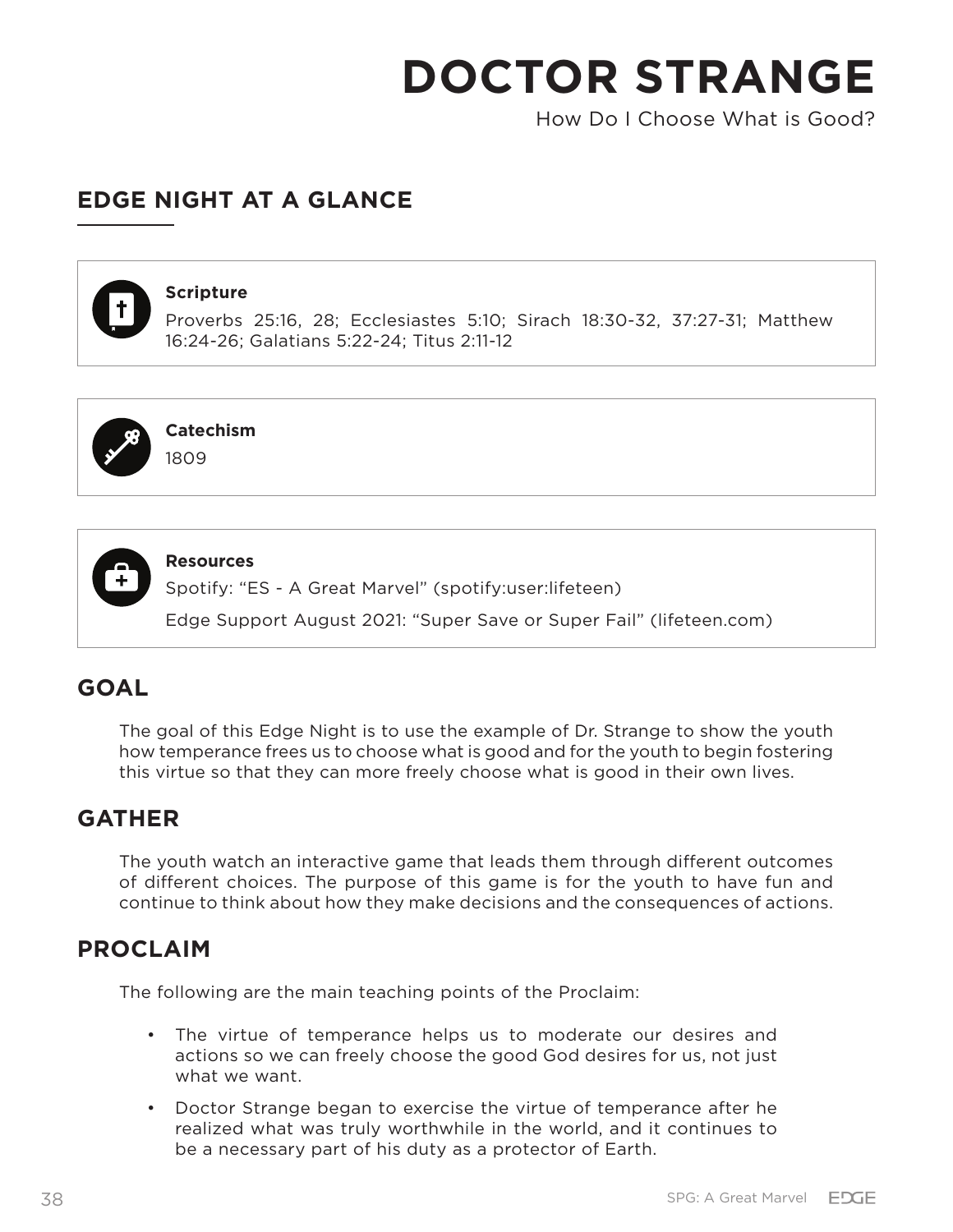# DOCTOR STRANGE

How Do I Choose What is Good?

## EDGE NIGHT AT A GLANCE

**Scripture**

Proverbs 25:16, 28; Ecclesiastes 5:10; Sirach 18:30-32, 37:27-31; Matthew 16:24-26; Galatians 5:22-24; Titus 2:11-12

**Catechism**

1809

**Resources**

Spotify: "ES - A Great Marvel" (spotify:user:lifeteen)

Edge Support August 2021: "Super Save or Super Fail" (lifeteen.com)

## GOAL

The goal of this Edge Night is to use the example of Dr. Strange to show the youth how temperance frees us to choose what is good and for the youth to begin fostering this virtue so that they can more freely choose what is good in their own lives.

## GATHER

The youth watch an interactive game that leads them through different outcomes of different choices. The purpose of this game is for the youth to have fun and continue to think about how they make decisions and the consequences of actions.

## PROCLAIM

The following are the main teaching points of the Proclaim:

- The virtue of temperance helps us to moderate our desires and actions so we can freely choose the good God desires for us, not just what we want.
- Doctor Strange began to exercise the virtue of temperance after he realized what was truly worthwhile in the world, and it continues to be a necessary part of his duty as a protector of Earth.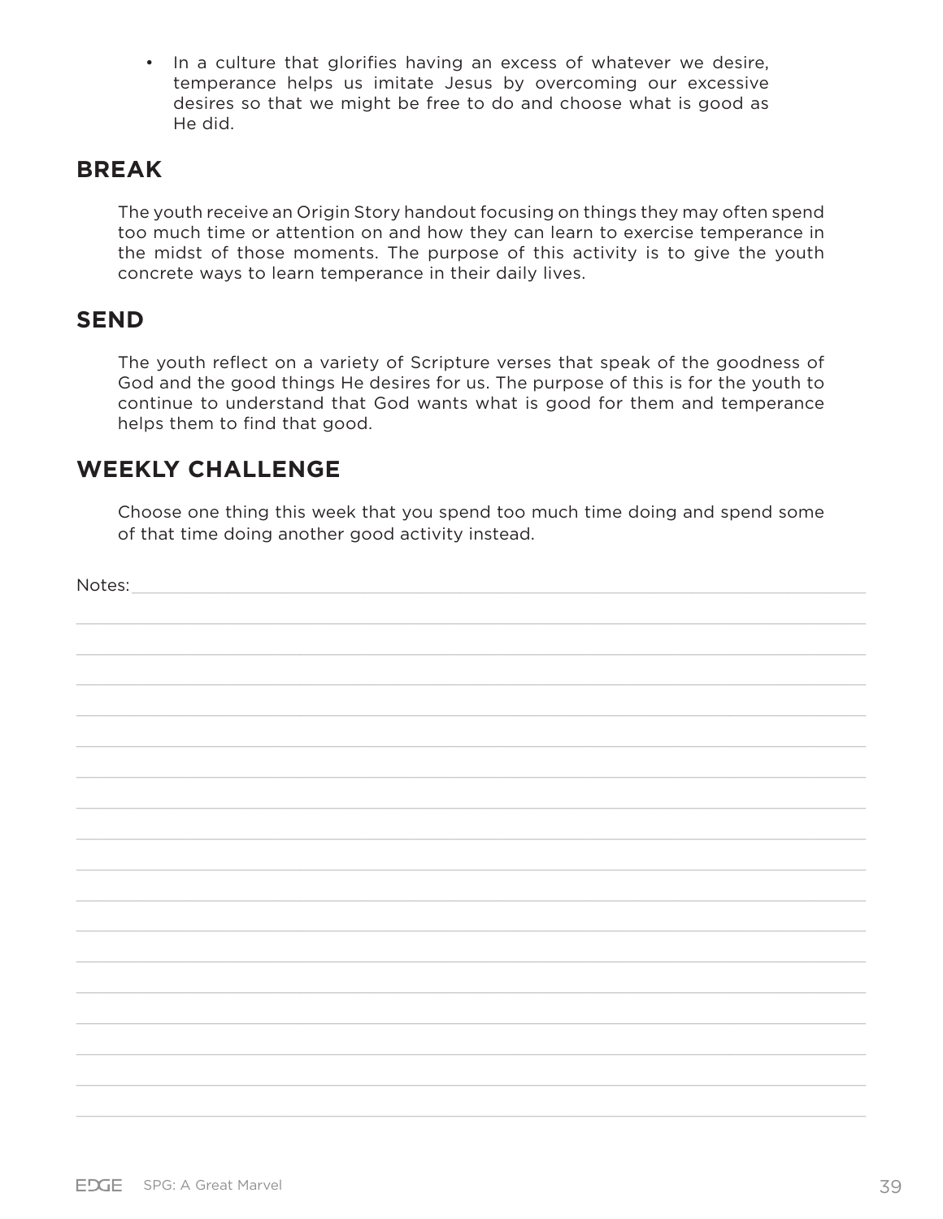- In a culture that glorifies having an excess of whatever we desire, temperance helps us imitate Jesus by overcoming our excessive desires so that we might be free to do and choose what is good as He did.

## BREAK

The youth receive an Origin Story handout focusing on things they may often spend too much time or attention on and how they can learn to exercise temperance in the midst of those moments. The purpose of this activity is to give the youth concrete ways to learn temperance in their daily lives.

## SEND

The youth reflect on a variety of Scripture verses that speak of the goodness of God and the good things He desires for us. The purpose of this is for the youth to continue to understand that God wants what is good for them and temperance helps them to find that good.

## WEEKLY CHALLENGE

Choose one thing this week that you spend too much time doing and spend some of that time doing another good activity instead.

Notes: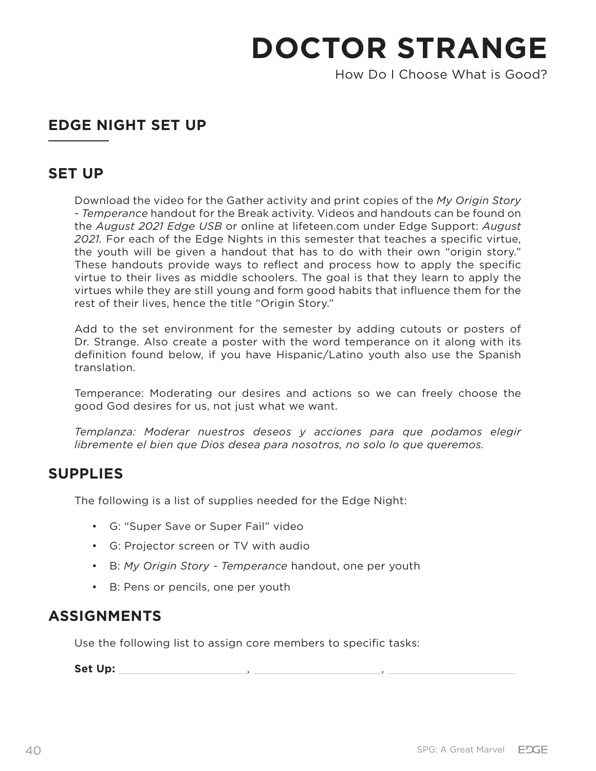# DOCTOR STRANGE

How Do I Choose What is Good?

## EDGE NIGHT SET UP

### SET UP

Download the video for the Gather activity and print copies of the *My Origin Story - Temperance* handout for the Break activity. Videos and handouts can be found on the *August 2021 Edge USB* or online at lifeteen.com under Edge Support: *August 2021.* For each of the Edge Nights in this semester that teaches a specific virtue, the youth will be given a handout that has to do with their own "origin story." These handouts provide ways to reflect and process how to apply the specific virtue to their lives as middle schoolers. The goal is that they learn to apply the virtues while they are still young and form good habits that influence them for the rest of their lives, hence the title "Origin Story."

Add to the set environment for the semester by adding cutouts or posters of Dr. Strange. Also create a poster with the word temperance on it along with its definition found below, if you have Hispanic/Latino youth also use the Spanish translation.

Temperance: Moderating our desires and actions so we can freely choose the good God desires for us, not just what we want.

*Templanza: Moderar nuestros deseos y acciones para que podamos elegir libremente el bien que Dios desea para nosotros, no solo lo que queremos.*

### SUPPLIES

The following is a list of supplies needed for the Edge Night:

- G: "Super Save or Super Fail" video
- G: Projector screen or TV with audio
- B: *My Origin Story - Temperance* handout, one per youth
- B: Pens or pencils, one per youth

### ASSIGNMENTS

Use the following list to assign core members to specific tasks:

**Set Up:** ____________________, ____________________, ____________________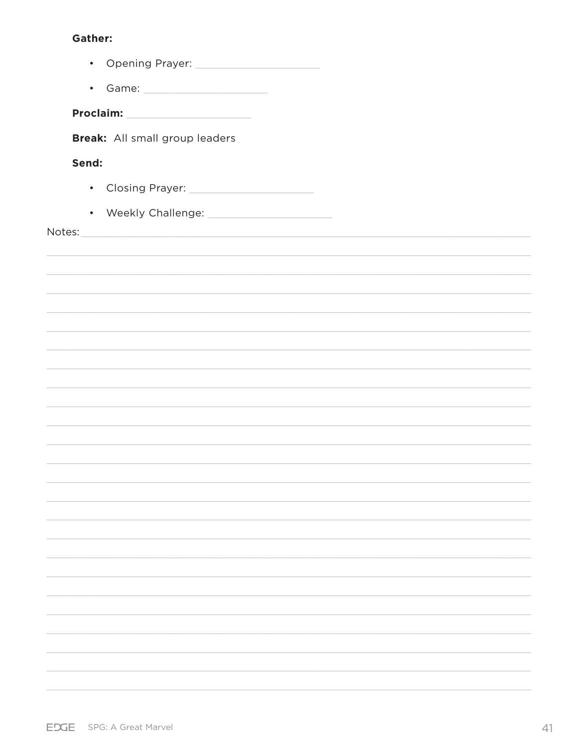**Gather:**

- Opening Prayer: ______________________
- Game: ______________________

**Proclaim:** ______________________

**Break:** All small group leaders

**Send:**

- Closing Prayer: ______________________
- Weekly Challenge: ______________________

Notes: ____________________________________________________________________________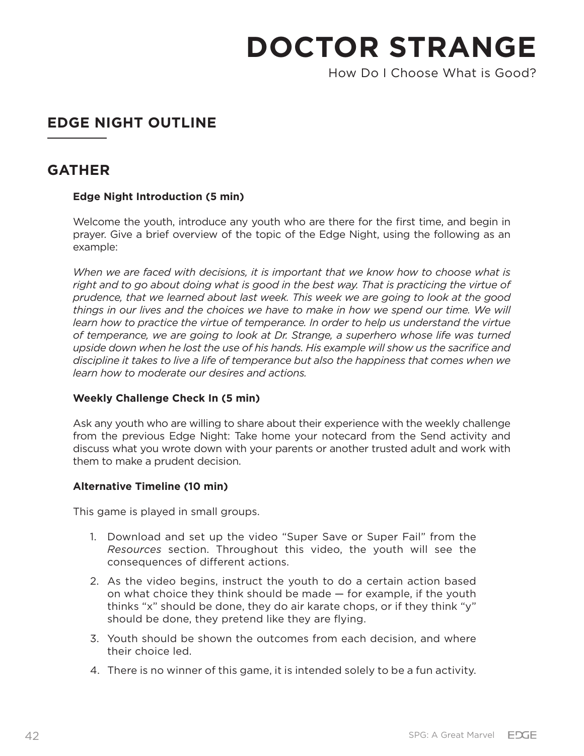# DOCTOR STRANGE

How Do I Choose What is Good?

## EDGE NIGHT OUTLINE

## GATHER

**Edge Night Introduction (5 min)**

Welcome the youth, introduce any youth who are there for the first time, and begin in prayer. Give a brief overview of the topic of the Edge Night, using the following as an example:

*When we are faced with decisions, it is important that we know how to choose what is right and to go about doing what is good in the best way. That is practicing the virtue of prudence, that we learned about last week. This week we are going to look at the good things in our lives and the choices we have to make in how we spend our time. We will learn how to practice the virtue of temperance. In order to help us understand the virtue of temperance, we are going to look at Dr. Strange, a superhero whose life was turned upside down when he lost the use of his hands. His example will show us the sacrifice and discipline it takes to live a life of temperance but also the happiness that comes when we learn how to moderate our desires and actions.*

**Weekly Challenge Check In (5 min)**

Ask any youth who are willing to share about their experience with the weekly challenge from the previous Edge Night: Take home your notecard from the Send activity and discuss what you wrote down with your parents or another trusted adult and work with them to make a prudent decision.

**Alternative Timeline (10 min)**

This game is played in small groups.

1. Download and set up the video "Super Save or Super Fail" from the *Resources* section. Throughout this video, the youth will see the consequences of different actions.
2. As the video begins, instruct the youth to do a certain action based on what choice they think should be made — for example, if the youth thinks "x" should be done, they do air karate chops, or if they think "y" should be done, they pretend like they are flying.
3. Youth should be shown the outcomes from each decision, and where their choice led.
4. There is no winner of this game, it is intended solely to be a fun activity.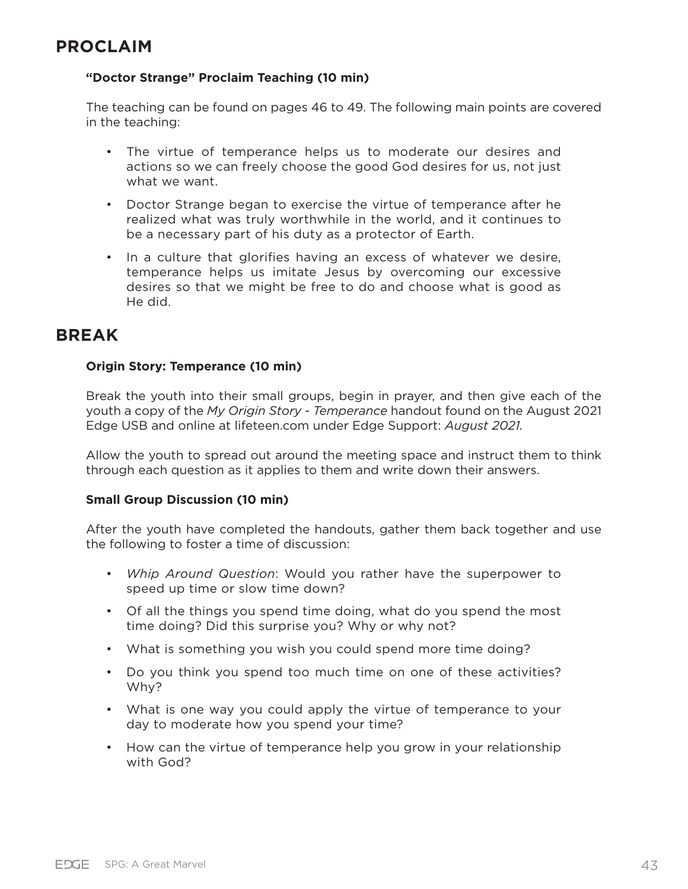## PROCLAIM

**"Doctor Strange" Proclaim Teaching (10 min)**

The teaching can be found on pages 46 to 49. The following main points are covered in the teaching:

- The virtue of temperance helps us to moderate our desires and actions so we can freely choose the good God desires for us, not just what we want.
- Doctor Strange began to exercise the virtue of temperance after he realized what was truly worthwhile in the world, and it continues to be a necessary part of his duty as a protector of Earth.
- In a culture that glorifies having an excess of whatever we desire, temperance helps us imitate Jesus by overcoming our excessive desires so that we might be free to do and choose what is good as He did.

## BREAK

**Origin Story: Temperance (10 min)**

Break the youth into their small groups, begin in prayer, and then give each of the youth a copy of the *My Origin Story - Temperance* handout found on the August 2021 Edge USB and online at lifeteen.com under Edge Support: *August 2021.*

Allow the youth to spread out around the meeting space and instruct them to think through each question as it applies to them and write down their answers.

**Small Group Discussion (10 min)**

After the youth have completed the handouts, gather them back together and use the following to foster a time of discussion:

- *Whip Around Question*: Would you rather have the superpower to speed up time or slow time down?
- Of all the things you spend time doing, what do you spend the most time doing? Did this surprise you? Why or why not?
- What is something you wish you could spend more time doing?
- Do you think you spend too much time on one of these activities? Why?
- What is one way you could apply the virtue of temperance to your day to moderate how you spend your time?
- How can the virtue of temperance help you grow in your relationship with God?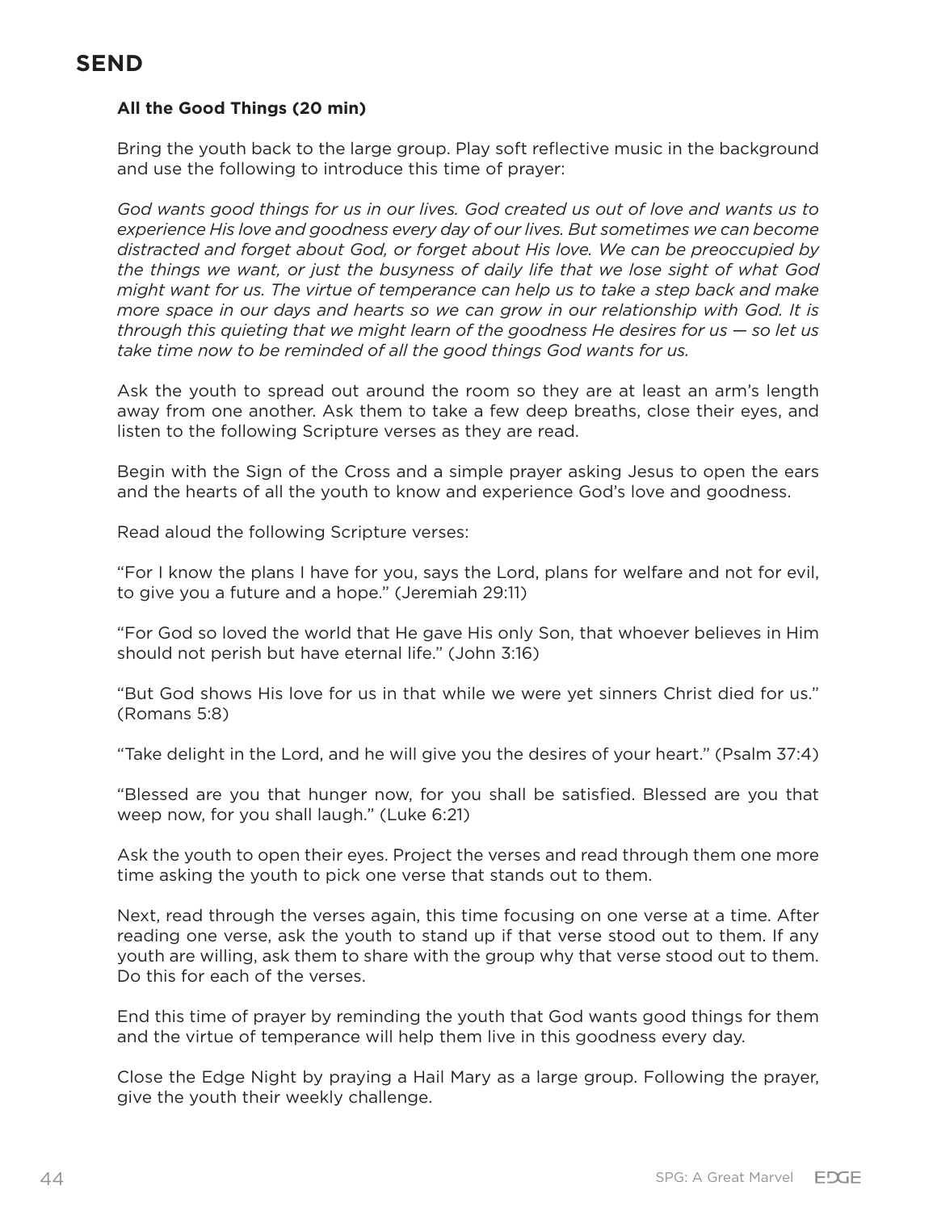# SEND

**All the Good Things (20 min)**

Bring the youth back to the large group. Play soft reflective music in the background and use the following to introduce this time of prayer:

*God wants good things for us in our lives. God created us out of love and wants us to experience His love and goodness every day of our lives. But sometimes we can become distracted and forget about God, or forget about His love. We can be preoccupied by the things we want, or just the busyness of daily life that we lose sight of what God might want for us. The virtue of temperance can help us to take a step back and make more space in our days and hearts so we can grow in our relationship with God. It is through this quieting that we might learn of the goodness He desires for us — so let us take time now to be reminded of all the good things God wants for us.*

Ask the youth to spread out around the room so they are at least an arm's length away from one another. Ask them to take a few deep breaths, close their eyes, and listen to the following Scripture verses as they are read.

Begin with the Sign of the Cross and a simple prayer asking Jesus to open the ears and the hearts of all the youth to know and experience God's love and goodness.

Read aloud the following Scripture verses:

"For I know the plans I have for you, says the Lord, plans for welfare and not for evil, to give you a future and a hope." (Jeremiah 29:11)

"For God so loved the world that He gave His only Son, that whoever believes in Him should not perish but have eternal life." (John 3:16)

"But God shows His love for us in that while we were yet sinners Christ died for us." (Romans 5:8)

"Take delight in the Lord, and he will give you the desires of your heart." (Psalm 37:4)

"Blessed are you that hunger now, for you shall be satisfied. Blessed are you that weep now, for you shall laugh." (Luke 6:21)

Ask the youth to open their eyes. Project the verses and read through them one more time asking the youth to pick one verse that stands out to them.

Next, read through the verses again, this time focusing on one verse at a time. After reading one verse, ask the youth to stand up if that verse stood out to them. If any youth are willing, ask them to share with the group why that verse stood out to them. Do this for each of the verses.

End this time of prayer by reminding the youth that God wants good things for them and the virtue of temperance will help them live in this goodness every day.

Close the Edge Night by praying a Hail Mary as a large group. Following the prayer, give the youth their weekly challenge.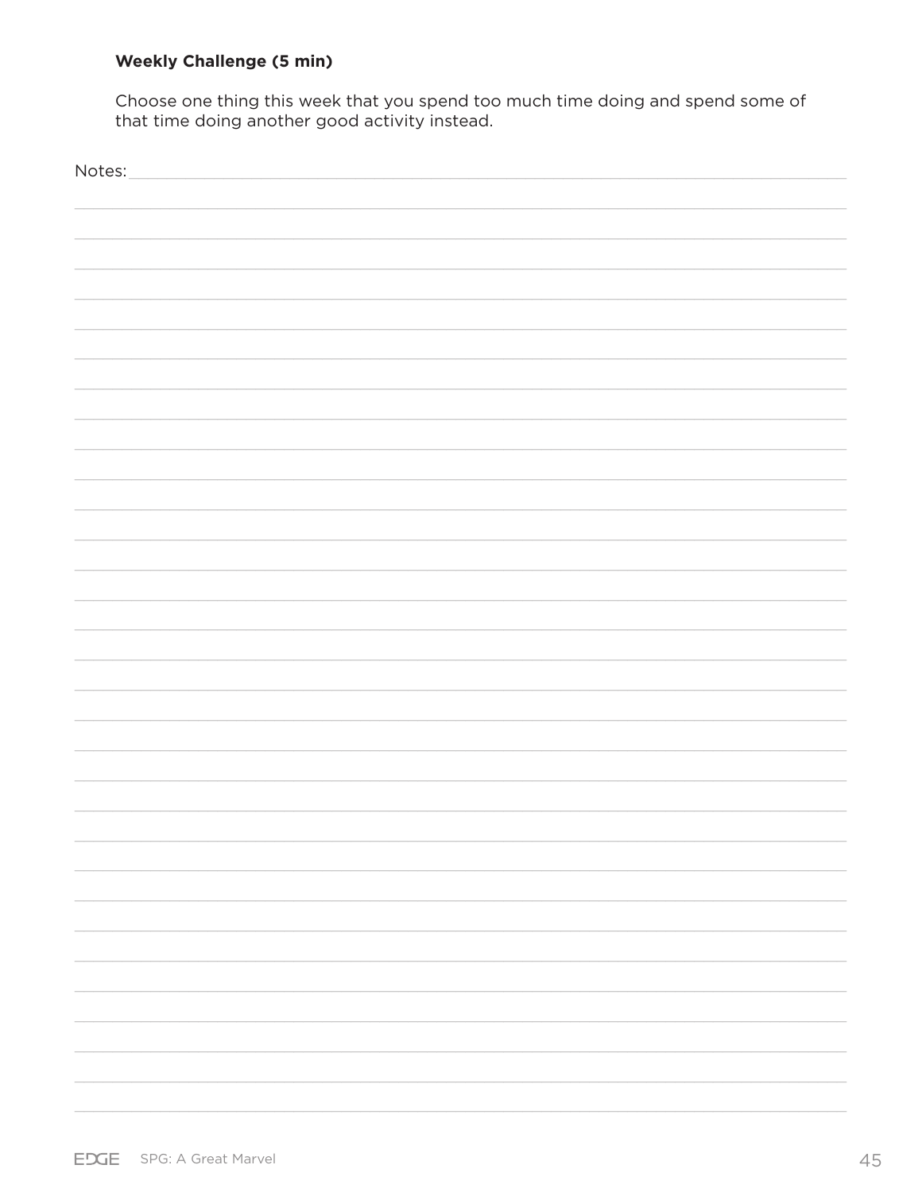**Weekly Challenge (5 min)**

Choose one thing this week that you spend too much time doing and spend some of that time doing another good activity instead.

Notes: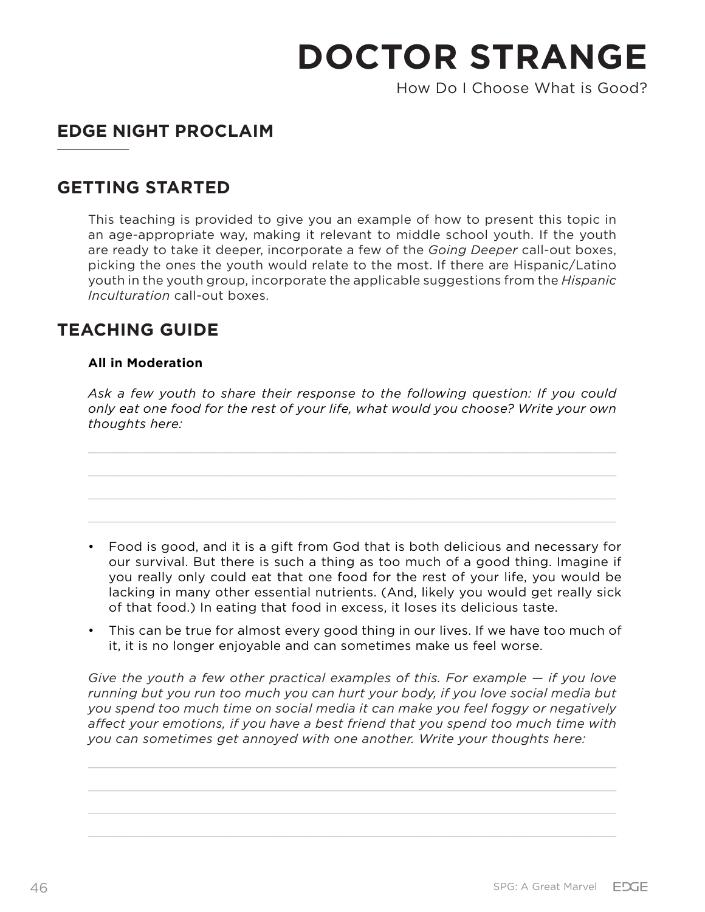# DOCTOR STRANGE

How Do I Choose What is Good?

## EDGE NIGHT PROCLAIM

## GETTING STARTED

This teaching is provided to give you an example of how to present this topic in an age-appropriate way, making it relevant to middle school youth. If the youth are ready to take it deeper, incorporate a few of the *Going Deeper* call-out boxes, picking the ones the youth would relate to the most. If there are Hispanic/Latino youth in the youth group, incorporate the applicable suggestions from the *Hispanic Inculturation* call-out boxes.

## TEACHING GUIDE

**All in Moderation**

*Ask a few youth to share their response to the following question: If you could only eat one food for the rest of your life, what would you choose? Write your own thoughts here:*

---

---

---

---

- Food is good, and it is a gift from God that is both delicious and necessary for our survival. But there is such a thing as too much of a good thing. Imagine if you really only could eat that one food for the rest of your life, you would be lacking in many other essential nutrients. (And, likely you would get really sick of that food.) In eating that food in excess, it loses its delicious taste.
- This can be true for almost every good thing in our lives. If we have too much of it, it is no longer enjoyable and can sometimes make us feel worse.

*Give the youth a few other practical examples of this. For example — if you love running but you run too much you can hurt your body, if you love social media but you spend too much time on social media it can make you feel foggy or negatively affect your emotions, if you have a best friend that you spend too much time with you can sometimes get annoyed with one another. Write your thoughts here:*

---

---

---

---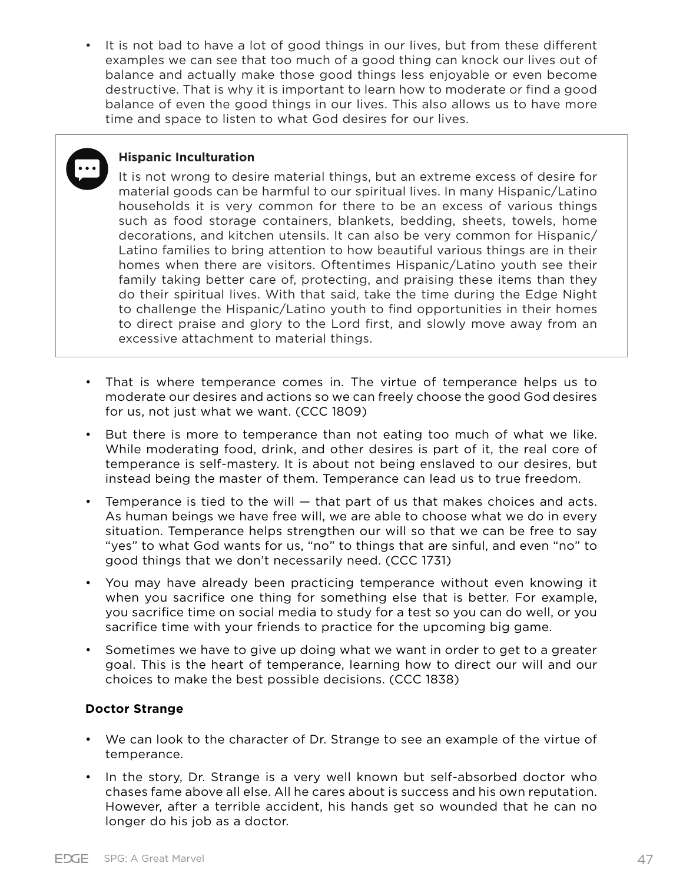- It is not bad to have a lot of good things in our lives, but from these different examples we can see that too much of a good thing can knock our lives out of balance and actually make those good things less enjoyable or even become destructive. That is why it is important to learn how to moderate or find a good balance of even the good things in our lives. This also allows us to have more time and space to listen to what God desires for our lives.

> **Hispanic Inculturation**
>
> It is not wrong to desire material things, but an extreme excess of desire for material goods can be harmful to our spiritual lives. In many Hispanic/Latino households it is very common for there to be an excess of various things such as food storage containers, blankets, bedding, sheets, towels, home decorations, and kitchen utensils. It can also be very common for Hispanic/Latino families to bring attention to how beautiful various things are in their homes when there are visitors. Oftentimes Hispanic/Latino youth see their family taking better care of, protecting, and praising these items than they do their spiritual lives. With that said, take the time during the Edge Night to challenge the Hispanic/Latino youth to find opportunities in their homes to direct praise and glory to the Lord first, and slowly move away from an excessive attachment to material things.

- That is where temperance comes in. The virtue of temperance helps us to moderate our desires and actions so we can freely choose the good God desires for us, not just what we want. (CCC 1809)
- But there is more to temperance than not eating too much of what we like. While moderating food, drink, and other desires is part of it, the real core of temperance is self-mastery. It is about not being enslaved to our desires, but instead being the master of them. Temperance can lead us to true freedom.
- Temperance is tied to the will — that part of us that makes choices and acts. As human beings we have free will, we are able to choose what we do in every situation. Temperance helps strengthen our will so that we can be free to say "yes" to what God wants for us, "no" to things that are sinful, and even "no" to good things that we don't necessarily need. (CCC 1731)
- You may have already been practicing temperance without even knowing it when you sacrifice one thing for something else that is better. For example, you sacrifice time on social media to study for a test so you can do well, or you sacrifice time with your friends to practice for the upcoming big game.
- Sometimes we have to give up doing what we want in order to get to a greater goal. This is the heart of temperance, learning how to direct our will and our choices to make the best possible decisions. (CCC 1838)

**Doctor Strange**

- We can look to the character of Dr. Strange to see an example of the virtue of temperance.
- In the story, Dr. Strange is a very well known but self-absorbed doctor who chases fame above all else. All he cares about is success and his own reputation. However, after a terrible accident, his hands get so wounded that he can no longer do his job as a doctor.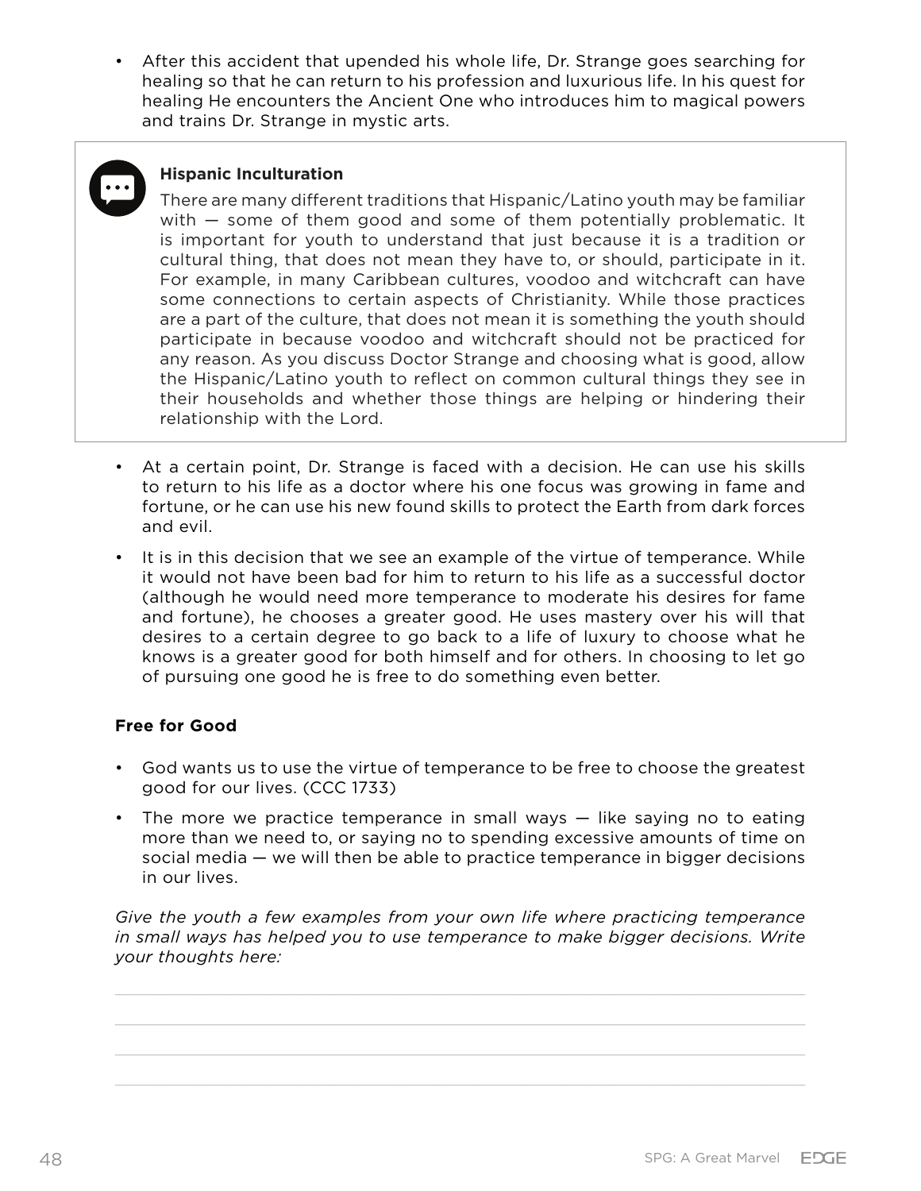- After this accident that upended his whole life, Dr. Strange goes searching for healing so that he can return to his profession and luxurious life. In his quest for healing He encounters the Ancient One who introduces him to magical powers and trains Dr. Strange in mystic arts.

> **Hispanic Inculturation**
>
> There are many different traditions that Hispanic/Latino youth may be familiar with — some of them good and some of them potentially problematic. It is important for youth to understand that just because it is a tradition or cultural thing, that does not mean they have to, or should, participate in it. For example, in many Caribbean cultures, voodoo and witchcraft can have some connections to certain aspects of Christianity. While those practices are a part of the culture, that does not mean it is something the youth should participate in because voodoo and witchcraft should not be practiced for any reason. As you discuss Doctor Strange and choosing what is good, allow the Hispanic/Latino youth to reflect on common cultural things they see in their households and whether those things are helping or hindering their relationship with the Lord.

- At a certain point, Dr. Strange is faced with a decision. He can use his skills to return to his life as a doctor where his one focus was growing in fame and fortune, or he can use his new found skills to protect the Earth from dark forces and evil.
- It is in this decision that we see an example of the virtue of temperance. While it would not have been bad for him to return to his life as a successful doctor (although he would need more temperance to moderate his desires for fame and fortune), he chooses a greater good. He uses mastery over his will that desires to a certain degree to go back to a life of luxury to choose what he knows is a greater good for both himself and for others. In choosing to let go of pursuing one good he is free to do something even better.

**Free for Good**

- God wants us to use the virtue of temperance to be free to choose the greatest good for our lives. (CCC 1733)
- The more we practice temperance in small ways — like saying no to eating more than we need to, or saying no to spending excessive amounts of time on social media — we will then be able to practice temperance in bigger decisions in our lives.

*Give the youth a few examples from your own life where practicing temperance in small ways has helped you to use temperance to make bigger decisions. Write your thoughts here:*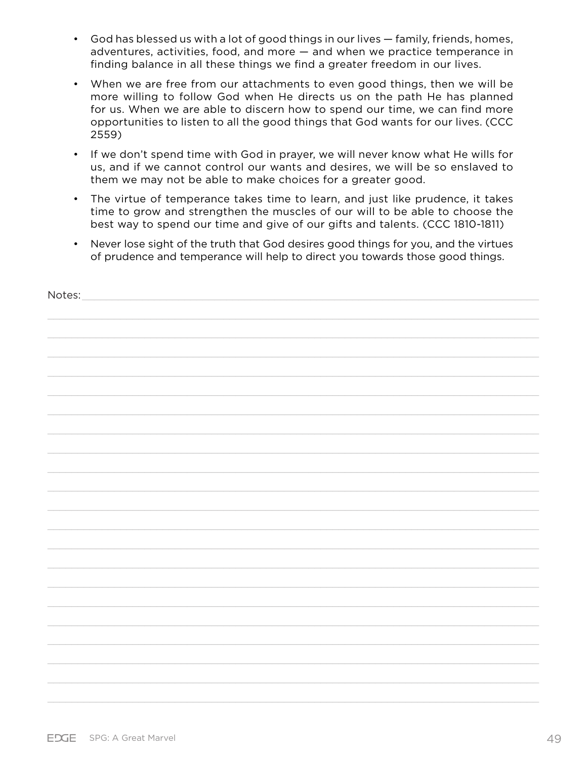- God has blessed us with a lot of good things in our lives — family, friends, homes, adventures, activities, food, and more — and when we practice temperance in finding balance in all these things we find a greater freedom in our lives.
- When we are free from our attachments to even good things, then we will be more willing to follow God when He directs us on the path He has planned for us. When we are able to discern how to spend our time, we can find more opportunities to listen to all the good things that God wants for our lives. (CCC 2559)
- If we don't spend time with God in prayer, we will never know what He wills for us, and if we cannot control our wants and desires, we will be so enslaved to them we may not be able to make choices for a greater good.
- The virtue of temperance takes time to learn, and just like prudence, it takes time to grow and strengthen the muscles of our will to be able to choose the best way to spend our time and give of our gifts and talents. (CCC 1810-1811)
- Never lose sight of the truth that God desires good things for you, and the virtues of prudence and temperance will help to direct you towards those good things.

Notes: